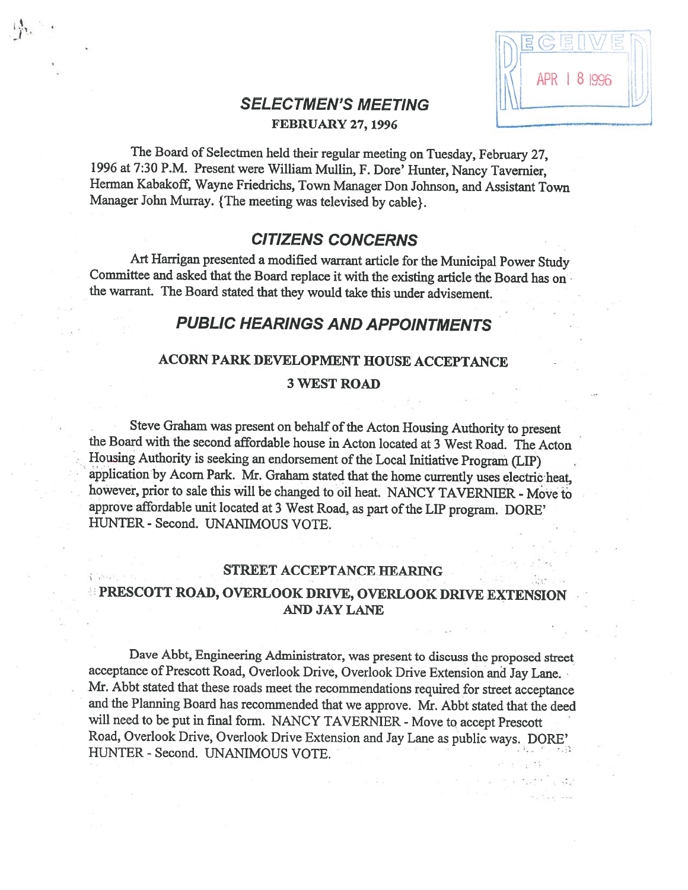RECEIVED APR 1 8 1996

# SELECTMEN'S MEETING

**FEBRUARY 27, 1996**

The Board of Selectmen held their regular meeting on Tuesday, February 27, 1996 at 7:30 P.M. Present were William Mullin, F. Dore' Hunter, Nancy Tavernier, Herman Kabakoff, Wayne Friedrichs, Town Manager Don Johnson, and Assistant Town Manager John Murray. {The meeting was televised by cable}.

## CITIZENS CONCERNS

Art Harrigan presented a modified warrant article for the Municipal Power Study Committee and asked that the Board replace it with the existing article the Board has on the warrant. The Board stated that they would take this under advisement.

## PUBLIC HEARINGS AND APPOINTMENTS

### ACORN PARK DEVELOPMENT HOUSE ACCEPTANCE
### 3 WEST ROAD

Steve Graham was present on behalf of the Acton Housing Authority to present the Board with the second affordable house in Acton located at 3 West Road. The Acton Housing Authority is seeking an endorsement of the Local Initiative Program (LIP) application by Acorn Park. Mr. Graham stated that the home currently uses electric heat, however, prior to sale this will be changed to oil heat. NANCY TAVERNIER - Move to approve affordable unit located at 3 West Road, as part of the LIP program. DORE' HUNTER - Second. UNANIMOUS VOTE.

### STREET ACCEPTANCE HEARING
### PRESCOTT ROAD, OVERLOOK DRIVE, OVERLOOK DRIVE EXTENSION AND JAY LANE

Dave Abbt, Engineering Administrator, was present to discuss the proposed street acceptance of Prescott Road, Overlook Drive, Overlook Drive Extension and Jay Lane. Mr. Abbt stated that these roads meet the recommendations required for street acceptance and the Planning Board has recommended that we approve. Mr. Abbt stated that the deed will need to be put in final form. NANCY TAVERNIER - Move to accept Prescott Road, Overlook Drive, Overlook Drive Extension and Jay Lane as public ways. DORE' HUNTER - Second. UNANIMOUS VOTE.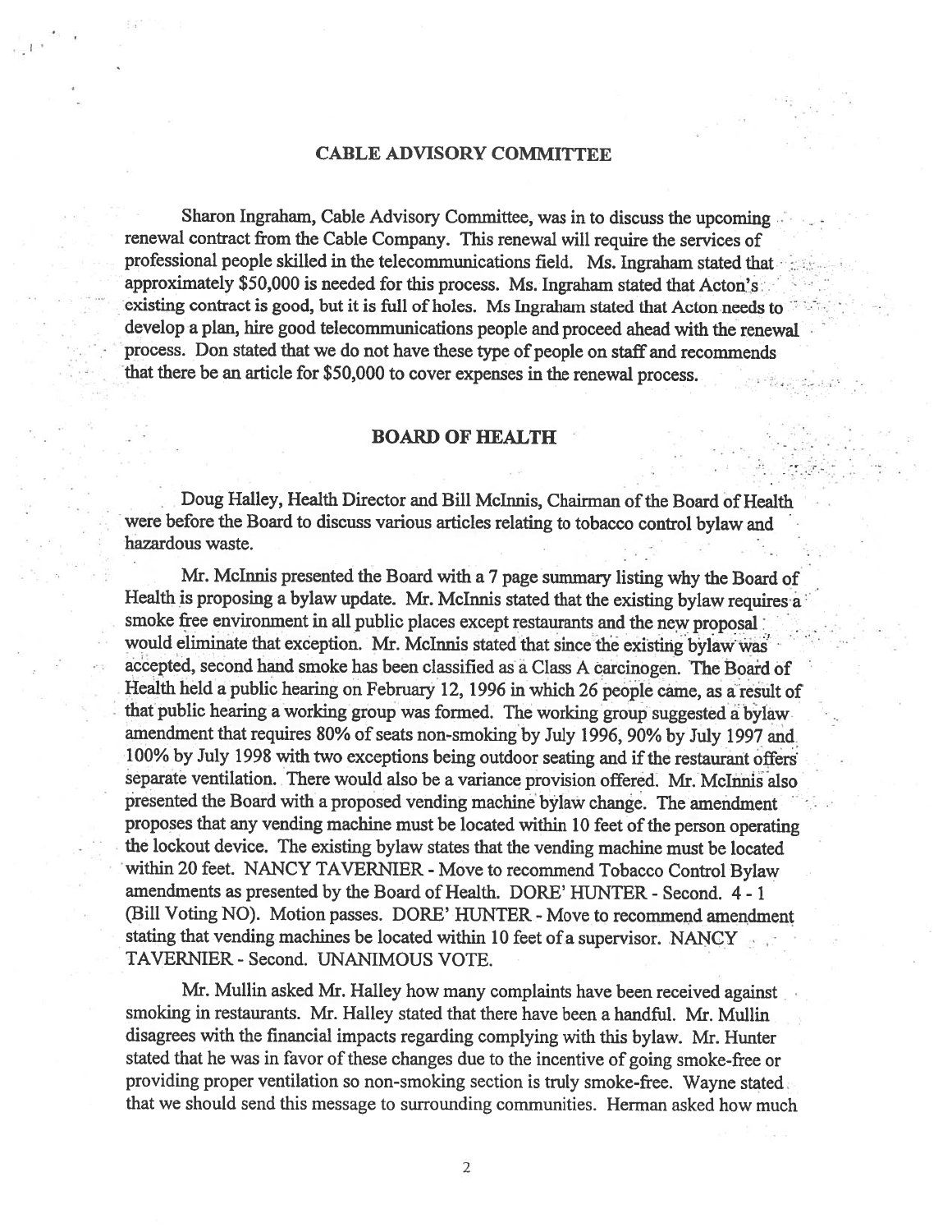## CABLE ADVISORY COMMITTEE

Sharon Ingraham, Cable Advisory Committee, was in to discuss the upcoming renewal contract from the Cable Company. This renewal will require the services of professional people skilled in the telecommunications field. Ms. Ingraham stated that approximately $50,000 is needed for this process. Ms. Ingraham stated that Acton's existing contract is good, but it is full of holes. Ms Ingraham stated that Acton needs to develop a plan, hire good telecommunications people and proceed ahead with the renewal process. Don stated that we do not have these type of people on staff and recommends that there be an article for $50,000 to cover expenses in the renewal process.

## BOARD OF HEALTH

Doug Halley, Health Director and Bill McInnis, Chairman of the Board of Health were before the Board to discuss various articles relating to tobacco control bylaw and hazardous waste.

Mr. McInnis presented the Board with a 7 page summary listing why the Board of Health is proposing a bylaw update. Mr. McInnis stated that the existing bylaw requires a smoke free environment in all public places except restaurants and the new proposal would eliminate that exception. Mr. McInnis stated that since the existing bylaw was accepted, second hand smoke has been classified as a Class A carcinogen. The Board of Health held a public hearing on February 12, 1996 in which 26 people came, as a result of that public hearing a working group was formed. The working group suggested a bylaw amendment that requires 80% of seats non-smoking by July 1996, 90% by July 1997 and 100% by July 1998 with two exceptions being outdoor seating and if the restaurant offers separate ventilation. There would also be a variance provision offered. Mr. McInnis also presented the Board with a proposed vending machine bylaw change. The amendment proposes that any vending machine must be located within 10 feet of the person operating the lockout device. The existing bylaw states that the vending machine must be located within 20 feet. NANCY TAVERNIER - Move to recommend Tobacco Control Bylaw amendments as presented by the Board of Health. DORE' HUNTER - Second. 4 - 1 (Bill Voting NO). Motion passes. DORE' HUNTER - Move to recommend amendment stating that vending machines be located within 10 feet of a supervisor. NANCY TAVERNIER - Second. UNANIMOUS VOTE.

Mr. Mullin asked Mr. Halley how many complaints have been received against smoking in restaurants. Mr. Halley stated that there have been a handful. Mr. Mullin disagrees with the financial impacts regarding complying with this bylaw. Mr. Hunter stated that he was in favor of these changes due to the incentive of going smoke-free or providing proper ventilation so non-smoking section is truly smoke-free. Wayne stated that we should send this message to surrounding communities. Herman asked how much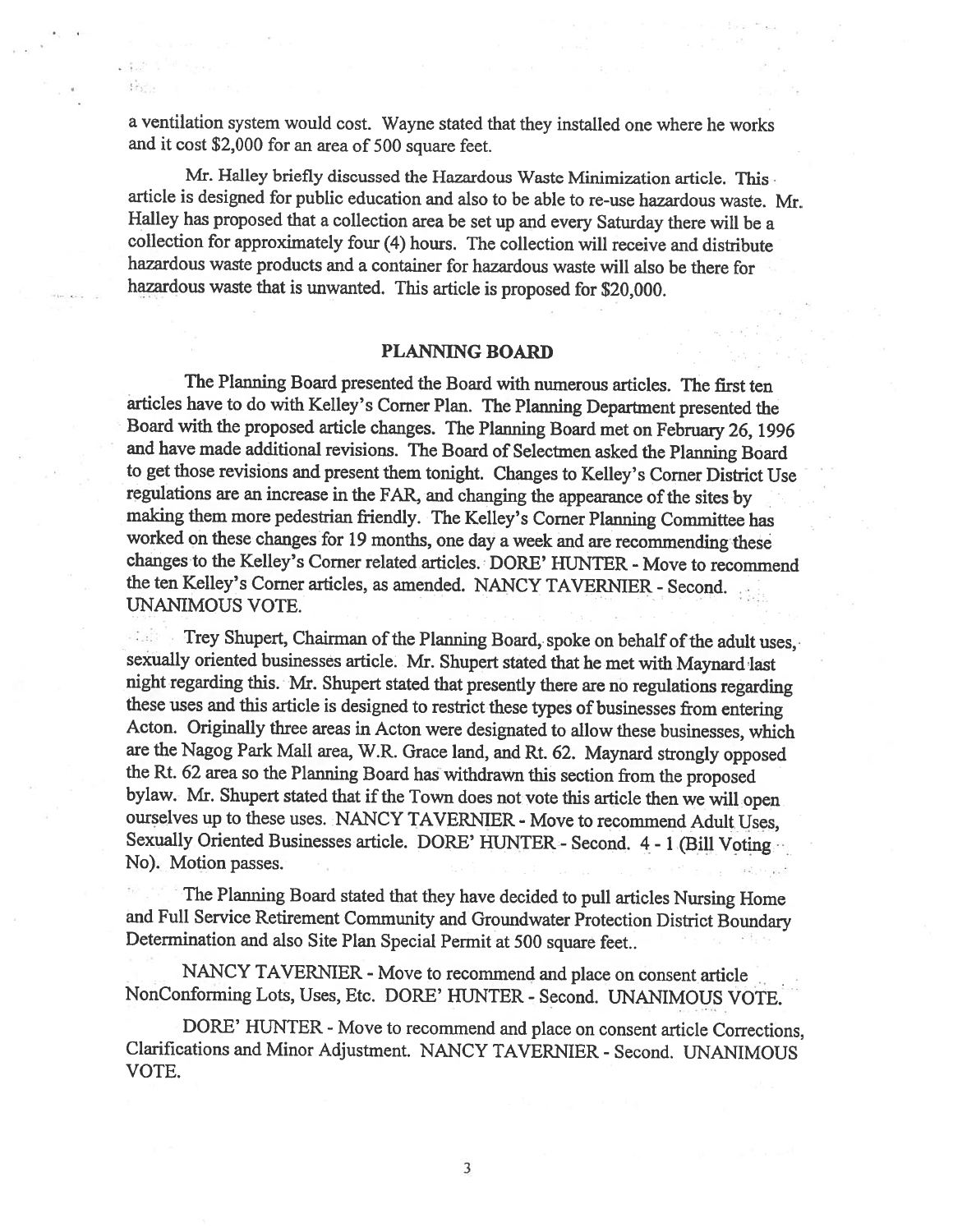a ventilation system would cost. Wayne stated that they installed one where he works and it cost $2,000 for an area of 500 square feet.

Mr. Halley briefly discussed the Hazardous Waste Minimization article. This article is designed for public education and also to be able to re-use hazardous waste. Mr. Halley has proposed that a collection area be set up and every Saturday there will be a collection for approximately four (4) hours. The collection will receive and distribute hazardous waste products and a container for hazardous waste will also be there for hazardous waste that is unwanted. This article is proposed for $20,000.

## PLANNING BOARD

The Planning Board presented the Board with numerous articles. The first ten articles have to do with Kelley's Corner Plan. The Planning Department presented the Board with the proposed article changes. The Planning Board met on February 26, 1996 and have made additional revisions. The Board of Selectmen asked the Planning Board to get those revisions and present them tonight. Changes to Kelley's Corner District Use regulations are an increase in the FAR, and changing the appearance of the sites by making them more pedestrian friendly. The Kelley's Corner Planning Committee has worked on these changes for 19 months, one day a week and are recommending these changes to the Kelley's Corner related articles. DORE' HUNTER - Move to recommend the ten Kelley's Corner articles, as amended. NANCY TAVERNIER - Second. UNANIMOUS VOTE.

Trey Shupert, Chairman of the Planning Board, spoke on behalf of the adult uses, sexually oriented businesses article. Mr. Shupert stated that he met with Maynard last night regarding this. Mr. Shupert stated that presently there are no regulations regarding these uses and this article is designed to restrict these types of businesses from entering Acton. Originally three areas in Acton were designated to allow these businesses, which are the Nagog Park Mall area, W.R. Grace land, and Rt. 62. Maynard strongly opposed the Rt. 62 area so the Planning Board has withdrawn this section from the proposed bylaw. Mr. Shupert stated that if the Town does not vote this article then we will open ourselves up to these uses. NANCY TAVERNIER - Move to recommend Adult Uses, Sexually Oriented Businesses article. DORE' HUNTER - Second. 4 - 1 (Bill Voting No). Motion passes.

The Planning Board stated that they have decided to pull articles Nursing Home and Full Service Retirement Community and Groundwater Protection District Boundary Determination and also Site Plan Special Permit at 500 square feet..

NANCY TAVERNIER - Move to recommend and place on consent article NonConforming Lots, Uses, Etc. DORE' HUNTER - Second. UNANIMOUS VOTE.

DORE' HUNTER - Move to recommend and place on consent article Corrections, Clarifications and Minor Adjustment. NANCY TAVERNIER - Second. UNANIMOUS VOTE.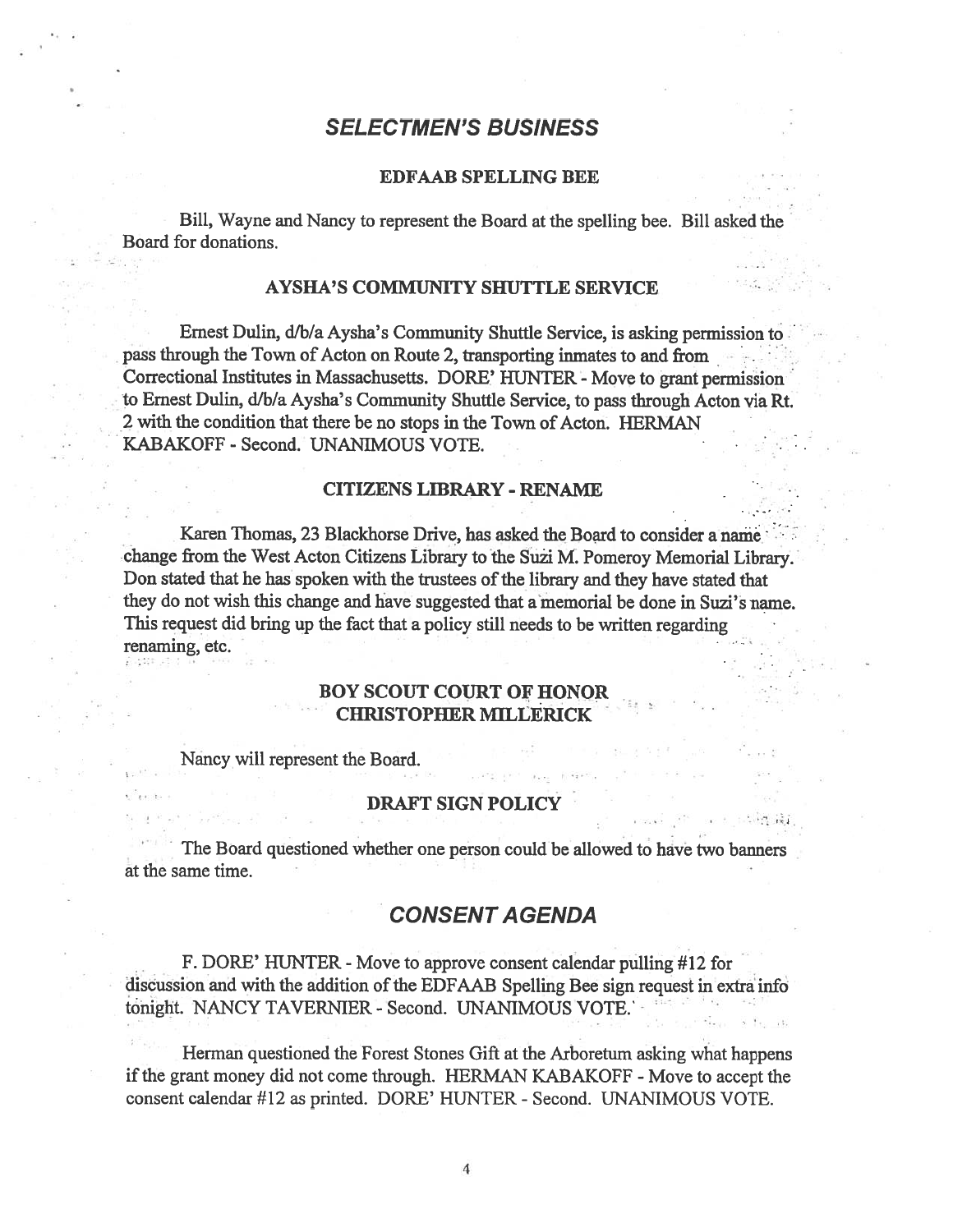## ***SELECTMEN'S BUSINESS***

### EDFAAB SPELLING BEE

Bill, Wayne and Nancy to represent the Board at the spelling bee. Bill asked the Board for donations.

### AYSHA'S COMMUNITY SHUTTLE SERVICE

Ernest Dulin, d/b/a Aysha's Community Shuttle Service, is asking permission to pass through the Town of Acton on Route 2, transporting inmates to and from Correctional Institutes in Massachusetts. DORE' HUNTER - Move to grant permission to Ernest Dulin, d/b/a Aysha's Community Shuttle Service, to pass through Acton via Rt. 2 with the condition that there be no stops in the Town of Acton. HERMAN KABAKOFF - Second. UNANIMOUS VOTE.

### CITIZENS LIBRARY - RENAME

Karen Thomas, 23 Blackhorse Drive, has asked the Board to consider a name change from the West Acton Citizens Library to the Suzi M. Pomeroy Memorial Library. Don stated that he has spoken with the trustees of the library and they have stated that they do not wish this change and have suggested that a memorial be done in Suzi's name. This request did bring up the fact that a policy still needs to be written regarding renaming, etc.

### BOY SCOUT COURT OF HONOR CHRISTOPHER MILLERICK

Nancy will represent the Board.

### DRAFT SIGN POLICY

The Board questioned whether one person could be allowed to have two banners at the same time.

## ***CONSENT AGENDA***

F. DORE' HUNTER - Move to approve consent calendar pulling #12 for discussion and with the addition of the EDFAAB Spelling Bee sign request in extra info tonight. NANCY TAVERNIER - Second. UNANIMOUS VOTE.

Herman questioned the Forest Stones Gift at the Arboretum asking what happens if the grant money did not come through. HERMAN KABAKOFF - Move to accept the consent calendar #12 as printed. DORE' HUNTER - Second. UNANIMOUS VOTE.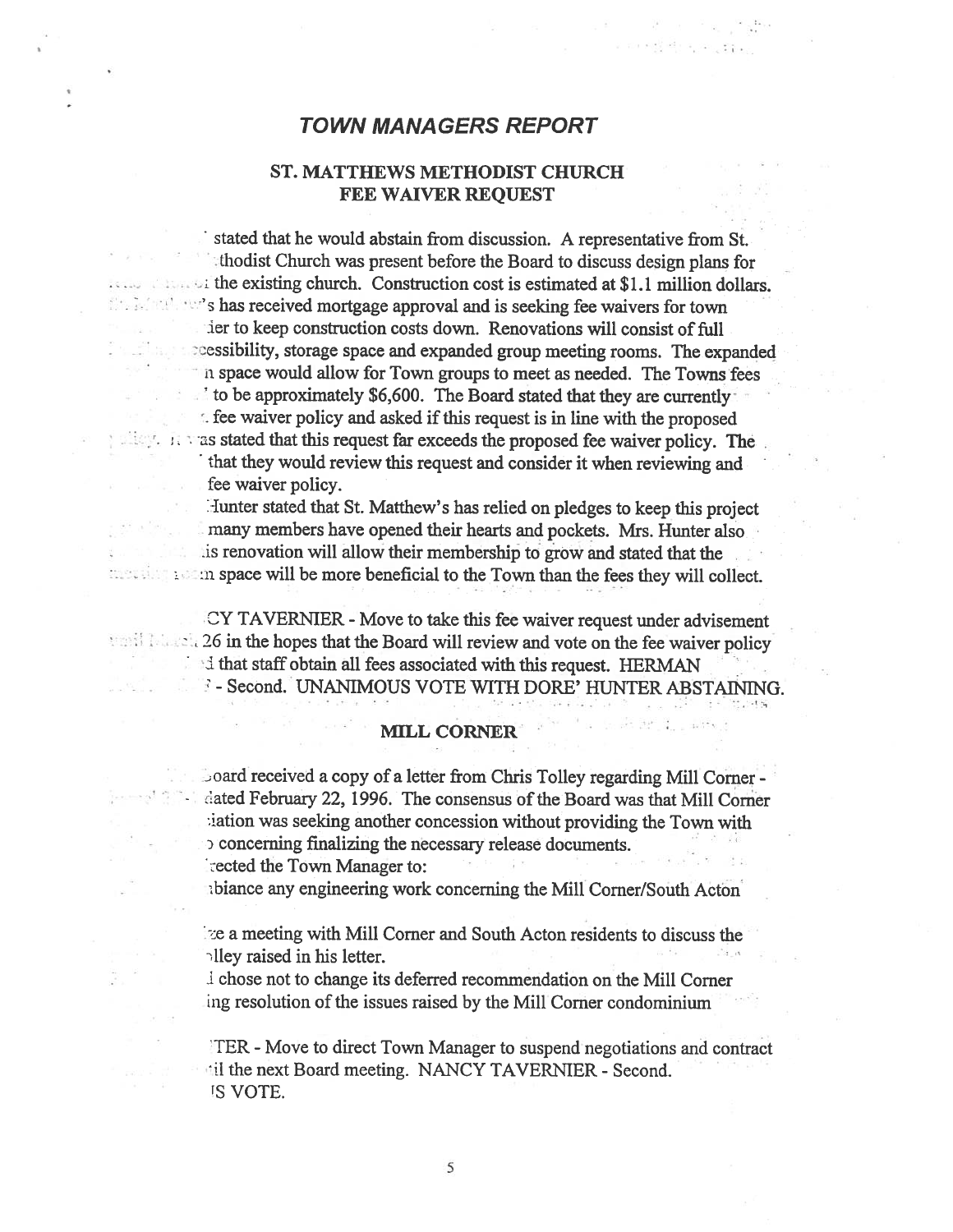## *TOWN MANAGERS REPORT*

### ST. MATTHEWS METHODIST CHURCH FEE WAIVER REQUEST

stated that he would abstain from discussion. A representative from St. thodist Church was present before the Board to discuss design plans for the existing church. Construction cost is estimated at $1.1 million dollars. 's has received mortgage approval and is seeking fee waivers for town ier to keep construction costs down. Renovations will consist of full cessibility, storage space and expanded group meeting rooms. The expanded n space would allow for Town groups to meet as needed. The Towns fees to be approximately $6,600. The Board stated that they are currently fee waiver policy and asked if this request is in line with the proposed as stated that this request far exceeds the proposed fee waiver policy. The that they would review this request and consider it when reviewing and fee waiver policy.

Hunter stated that St. Matthew's has relied on pledges to keep this project many members have opened their hearts and pockets. Mrs. Hunter also is renovation will allow their membership to grow and stated that the n space will be more beneficial to the Town than the fees they will collect.

CY TAVERNIER - Move to take this fee waiver request under advisement 26 in the hopes that the Board will review and vote on the fee waiver policy d that staff obtain all fees associated with this request. HERMAN - Second. UNANIMOUS VOTE WITH DORE' HUNTER ABSTAINING.

### MILL CORNER

oard received a copy of a letter from Chris Tolley regarding Mill Corner - dated February 22, 1996. The consensus of the Board was that Mill Corner iation was seeking another concession without providing the Town with concerning finalizing the necessary release documents.

ected the Town Manager to:

biance any engineering work concerning the Mill Corner/South Acton

e a meeting with Mill Corner and South Acton residents to discuss the lley raised in his letter.

d chose not to change its deferred recommendation on the Mill Corner ing resolution of the issues raised by the Mill Corner condominium

TER - Move to direct Town Manager to suspend negotiations and contract il the next Board meeting. NANCY TAVERNIER - Second. S VOTE.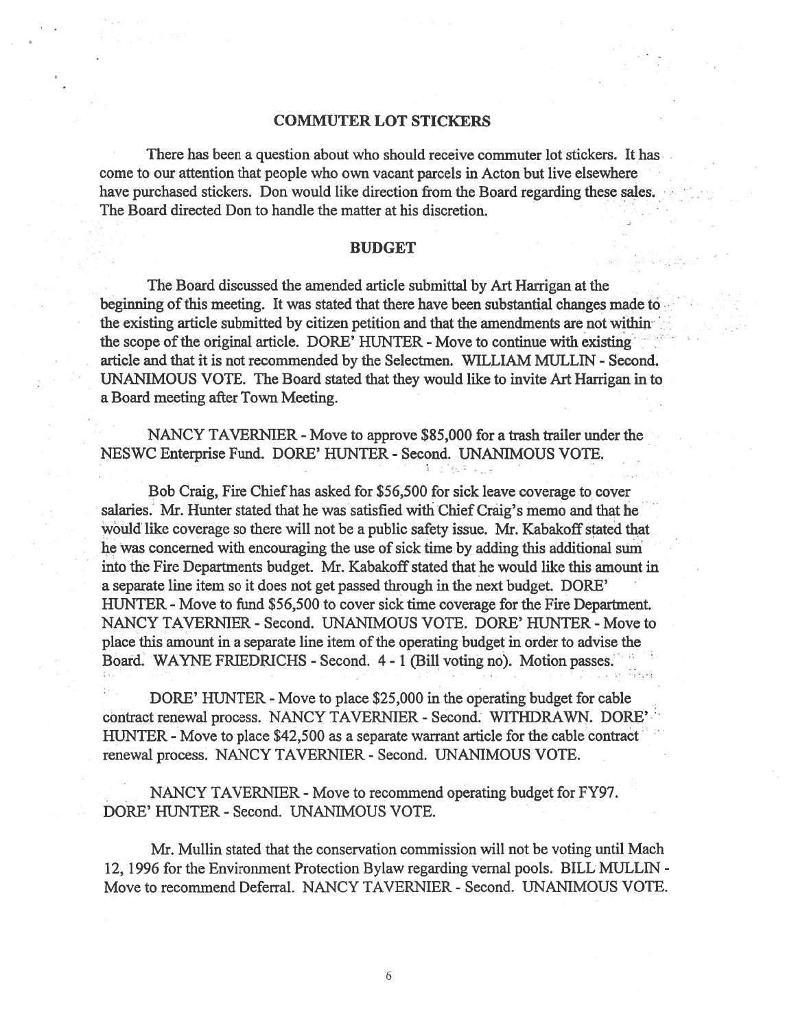## COMMUTER LOT STICKERS

There has been a question about who should receive commuter lot stickers. It has come to our attention that people who own vacant parcels in Acton but live elsewhere have purchased stickers. Don would like direction from the Board regarding these sales. The Board directed Don to handle the matter at his discretion.

## BUDGET

The Board discussed the amended article submittal by Art Harrigan at the beginning of this meeting. It was stated that there have been substantial changes made to the existing article submitted by citizen petition and that the amendments are not within the scope of the original article. DORE' HUNTER - Move to continue with existing article and that it is not recommended by the Selectmen. WILLIAM MULLIN - Second. UNANIMOUS VOTE. The Board stated that they would like to invite Art Harrigan in to a Board meeting after Town Meeting.

NANCY TAVERNIER - Move to approve $85,000 for a trash trailer under the NESWC Enterprise Fund. DORE' HUNTER - Second. UNANIMOUS VOTE.

Bob Craig, Fire Chief has asked for $56,500 for sick leave coverage to cover salaries. Mr. Hunter stated that he was satisfied with Chief Craig's memo and that he would like coverage so there will not be a public safety issue. Mr. Kabakoff stated that he was concerned with encouraging the use of sick time by adding this additional sum into the Fire Departments budget. Mr. Kabakoff stated that he would like this amount in a separate line item so it does not get passed through in the next budget. DORE' HUNTER - Move to fund $56,500 to cover sick time coverage for the Fire Department. NANCY TAVERNIER - Second. UNANIMOUS VOTE. DORE' HUNTER - Move to place this amount in a separate line item of the operating budget in order to advise the Board. WAYNE FRIEDRICHS - Second. 4 - 1 (Bill voting no). Motion passes.

DORE' HUNTER - Move to place $25,000 in the operating budget for cable contract renewal process. NANCY TAVERNIER - Second. WITHDRAWN. DORE' HUNTER - Move to place $42,500 as a separate warrant article for the cable contract renewal process. NANCY TAVERNIER - Second. UNANIMOUS VOTE.

NANCY TAVERNIER - Move to recommend operating budget for FY97. DORE' HUNTER - Second. UNANIMOUS VOTE.

Mr. Mullin stated that the conservation commission will not be voting until Mach 12, 1996 for the Environment Protection Bylaw regarding vernal pools. BILL MULLIN - Move to recommend Deferral. NANCY TAVERNIER - Second. UNANIMOUS VOTE.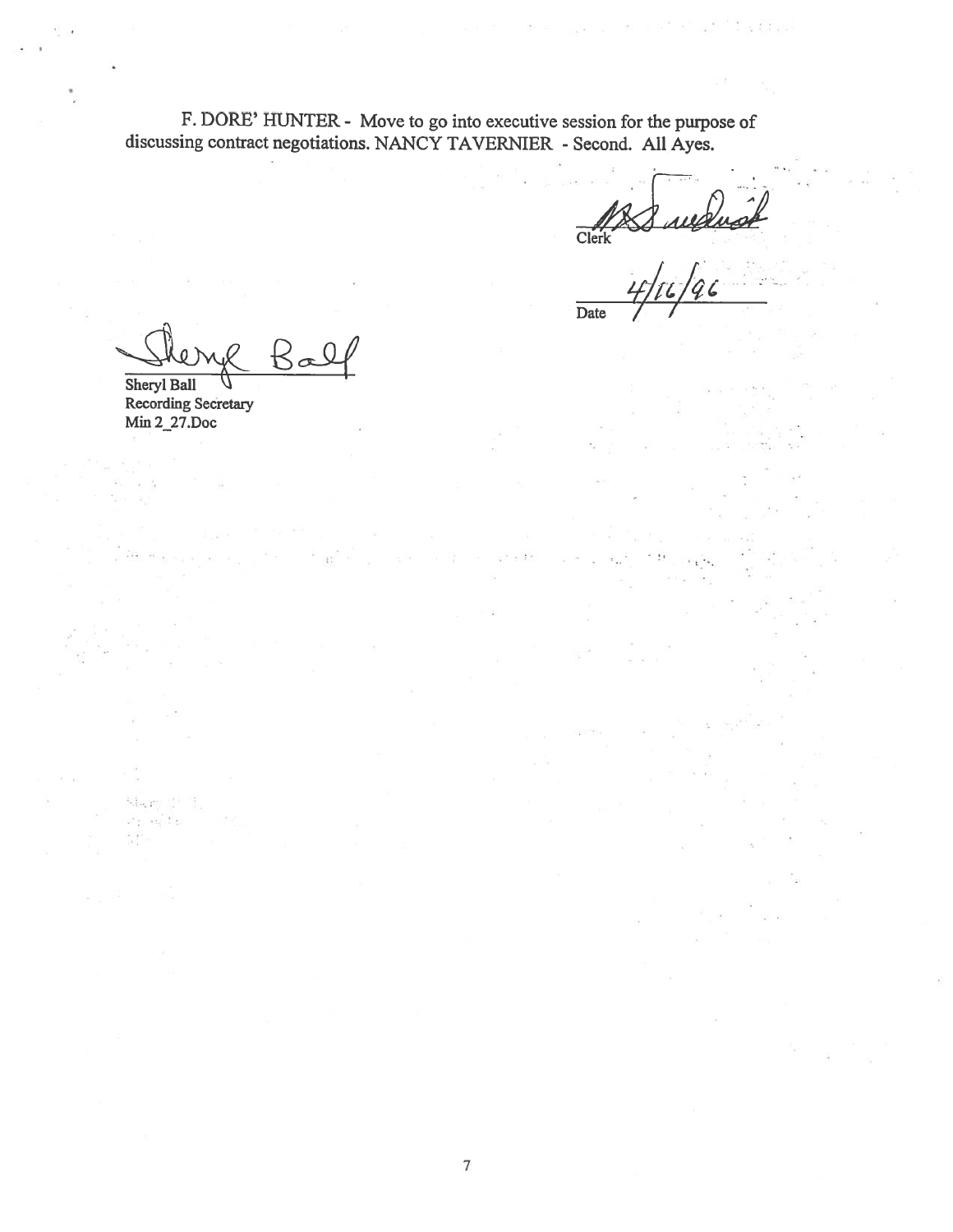F. DORE' HUNTER - Move to go into executive session for the purpose of discussing contract negotiations. NANCY TAVERNIER - Second. All Ayes.

Clerk

4/16/96
Date

Sheryl Ball
Recording Secretary
Min 2_27.Doc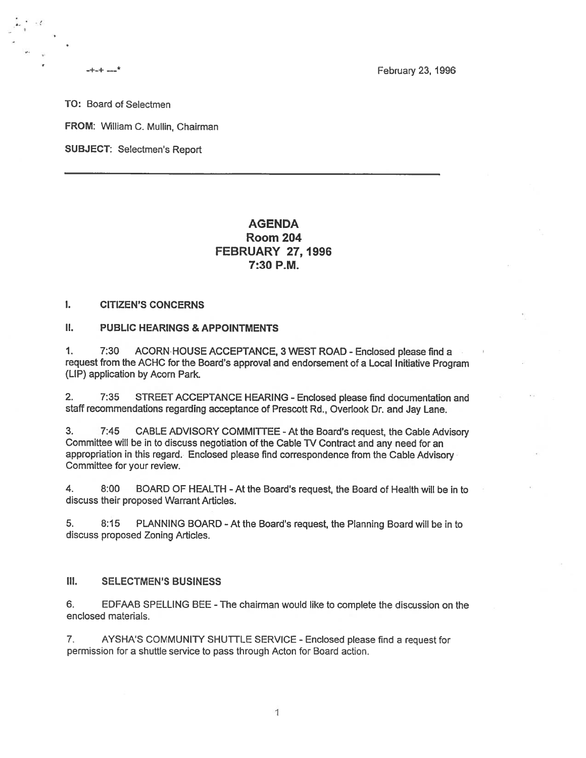February 23, 1996

**TO:** Board of Selectmen

**FROM:** William C. Mullin, Chairman

**SUBJECT:** Selectmen's Report

---

# AGENDA
## Room 204
## FEBRUARY 27, 1996
## 7:30 P.M.

### I. CITIZEN'S CONCERNS

### II. PUBLIC HEARINGS & APPOINTMENTS

1. 7:30 ACORN HOUSE ACCEPTANCE, 3 WEST ROAD - Enclosed please find a request from the ACHC for the Board's approval and endorsement of a Local Initiative Program (LIP) application by Acorn Park.

2. 7:35 STREET ACCEPTANCE HEARING - Enclosed please find documentation and staff recommendations regarding acceptance of Prescott Rd., Overlook Dr. and Jay Lane.

3. 7:45 CABLE ADVISORY COMMITTEE - At the Board's request, the Cable Advisory Committee will be in to discuss negotiation of the Cable TV Contract and any need for an appropriation in this regard. Enclosed please find correspondence from the Cable Advisory Committee for your review.

4. 8:00 BOARD OF HEALTH - At the Board's request, the Board of Health will be in to discuss their proposed Warrant Articles.

5. 8:15 PLANNING BOARD - At the Board's request, the Planning Board will be in to discuss proposed Zoning Articles.

### III. SELECTMEN'S BUSINESS

6. EDFAAB SPELLING BEE - The chairman would like to complete the discussion on the enclosed materials.

7. AYSHA'S COMMUNITY SHUTTLE SERVICE - Enclosed please find a request for permission for a shuttle service to pass through Acton for Board action.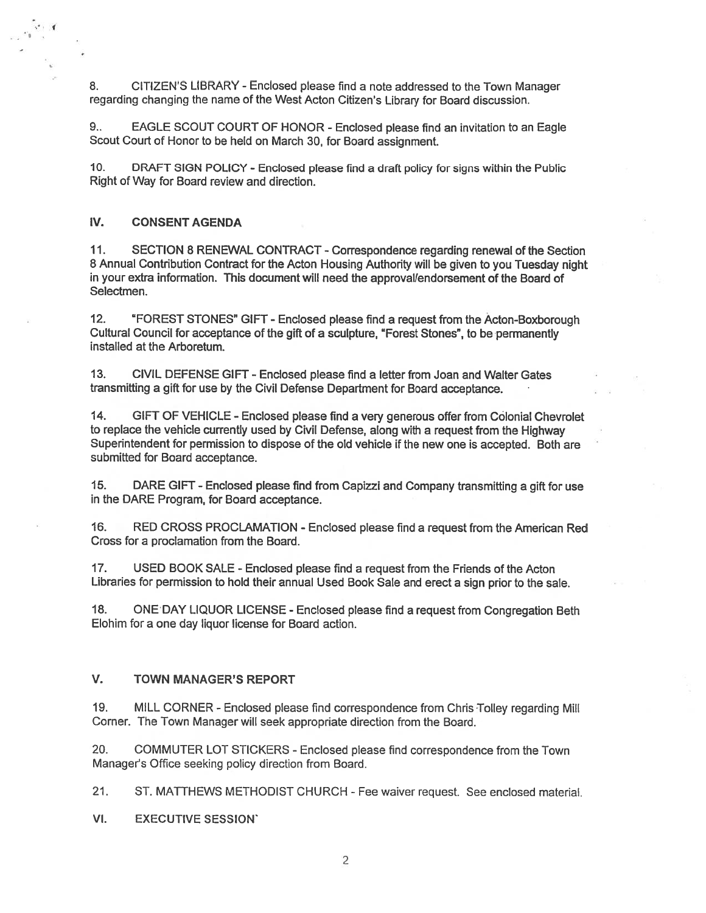8. CITIZEN'S LIBRARY - Enclosed please find a note addressed to the Town Manager regarding changing the name of the West Acton Citizen's Library for Board discussion.

9.. EAGLE SCOUT COURT OF HONOR - Enclosed please find an invitation to an Eagle Scout Court of Honor to be held on March 30, for Board assignment.

10. DRAFT SIGN POLICY - Enclosed please find a draft policy for signs within the Public Right of Way for Board review and direction.

## IV. CONSENT AGENDA

11. SECTION 8 RENEWAL CONTRACT - Correspondence regarding renewal of the Section 8 Annual Contribution Contract for the Acton Housing Authority will be given to you Tuesday night in your extra information. This document will need the approval/endorsement of the Board of Selectmen.

12. "FOREST STONES" GIFT - Enclosed please find a request from the Acton-Boxborough Cultural Council for acceptance of the gift of a sculpture, "Forest Stones", to be permanently installed at the Arboretum.

13. CIVIL DEFENSE GIFT - Enclosed please find a letter from Joan and Walter Gates transmitting a gift for use by the Civil Defense Department for Board acceptance.

14. GIFT OF VEHICLE - Enclosed please find a very generous offer from Colonial Chevrolet to replace the vehicle currently used by Civil Defense, along with a request from the Highway Superintendent for permission to dispose of the old vehicle if the new one is accepted. Both are submitted for Board acceptance.

15. DARE GIFT - Enclosed please find from Capizzi and Company transmitting a gift for use in the DARE Program, for Board acceptance.

16. RED CROSS PROCLAMATION - Enclosed please find a request from the American Red Cross for a proclamation from the Board.

17. USED BOOK SALE - Enclosed please find a request from the Friends of the Acton Libraries for permission to hold their annual Used Book Sale and erect a sign prior to the sale.

18. ONE DAY LIQUOR LICENSE - Enclosed please find a request from Congregation Beth Elohim for a one day liquor license for Board action.

## V. TOWN MANAGER'S REPORT

19. MILL CORNER - Enclosed please find correspondence from Chris Tolley regarding Mill Corner. The Town Manager will seek appropriate direction from the Board.

20. COMMUTER LOT STICKERS - Enclosed please find correspondence from the Town Manager's Office seeking policy direction from Board.

21. ST. MATTHEWS METHODIST CHURCH - Fee waiver request. See enclosed material.

## VI. EXECUTIVE SESSION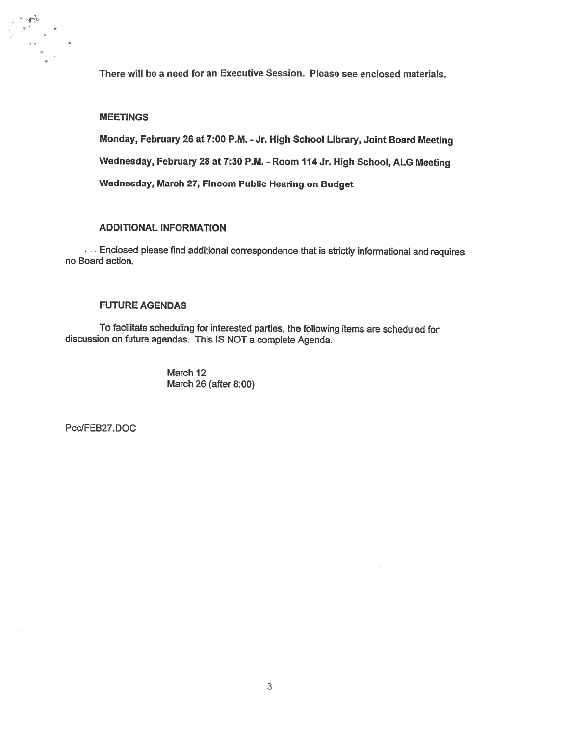**There will be a need for an Executive Session. Please see enclosed materials.**

**MEETINGS**

**Monday, February 26 at 7:00 P.M. - Jr. High School Library, Joint Board Meeting**

**Wednesday, February 28 at 7:30 P.M. - Room 114 Jr. High School, ALG Meeting**

**Wednesday, March 27, Fincom Public Hearing on Budget**

**ADDITIONAL INFORMATION**

. . . Enclosed please find additional correspondence that is strictly informational and requires no Board action.

**FUTURE AGENDAS**

To facilitate scheduling for interested parties, the following items are scheduled for discussion on future agendas. This IS NOT a complete Agenda.

March 12
March 26 (after 8:00)

Pcc/FEB27.DOC